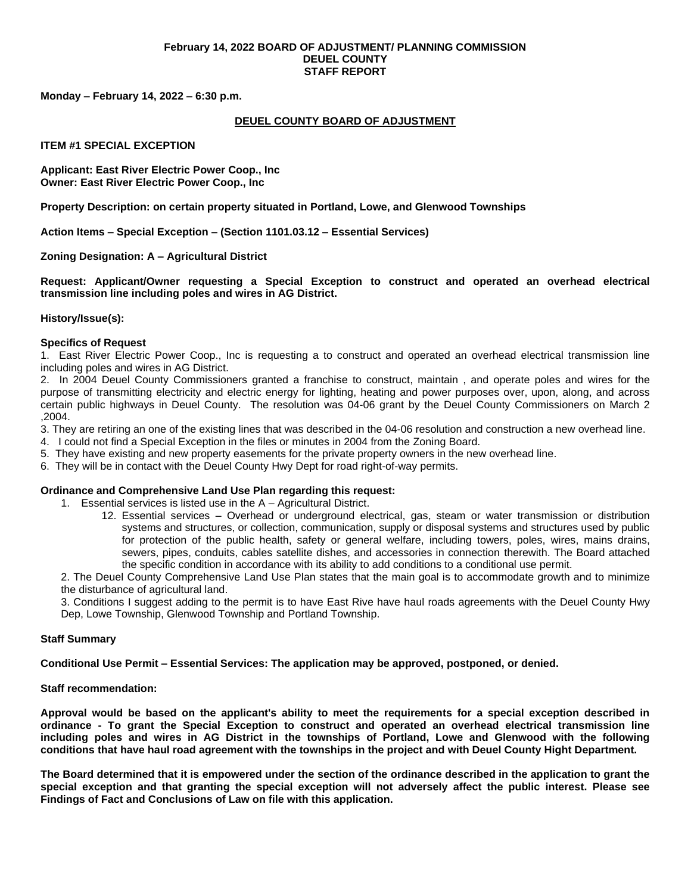**February 14, 2022 BOARD OF ADJUSTMENT/ PLANNING COMMISSION**
**DEUEL COUNTY**
**STAFF REPORT**

**Monday – February 14, 2022 – 6:30 p.m.**

## DEUEL COUNTY BOARD OF ADJUSTMENT

**ITEM #1 SPECIAL EXCEPTION**

**Applicant: East River Electric Power Coop., Inc**
**Owner: East River Electric Power Coop., Inc**

**Property Description: on certain property situated in Portland, Lowe, and Glenwood Townships**

**Action Items – Special Exception – (Section 1101.03.12 – Essential Services)**

**Zoning Designation: A – Agricultural District**

**Request: Applicant/Owner requesting a Special Exception to construct and operated an overhead electrical transmission line including poles and wires in AG District.**

**History/Issue(s):**

**Specifics of Request**

1. East River Electric Power Coop., Inc is requesting a to construct and operated an overhead electrical transmission line including poles and wires in AG District.
2. In 2004 Deuel County Commissioners granted a franchise to construct, maintain , and operate poles and wires for the purpose of transmitting electricity and electric energy for lighting, heating and power purposes over, upon, along, and across certain public highways in Deuel County. The resolution was 04-06 grant by the Deuel County Commissioners on March 2 ,2004.
3. They are retiring an one of the existing lines that was described in the 04-06 resolution and construction a new overhead line.
4. I could not find a Special Exception in the files or minutes in 2004 from the Zoning Board.
5. They have existing and new property easements for the private property owners in the new overhead line.
6. They will be in contact with the Deuel County Hwy Dept for road right-of-way permits.

**Ordinance and Comprehensive Land Use Plan regarding this request:**

1. Essential services is listed use in the A – Agricultural District.
   12. Essential services – Overhead or underground electrical, gas, steam or water transmission or distribution systems and structures, or collection, communication, supply or disposal systems and structures used by public for protection of the public health, safety or general welfare, including towers, poles, wires, mains drains, sewers, pipes, conduits, cables satellite dishes, and accessories in connection therewith. The Board attached the specific condition in accordance with its ability to add conditions to a conditional use permit.
2. The Deuel County Comprehensive Land Use Plan states that the main goal is to accommodate growth and to minimize the disturbance of agricultural land.
3. Conditions I suggest adding to the permit is to have East Rive have haul roads agreements with the Deuel County Hwy Dep, Lowe Township, Glenwood Township and Portland Township.

**Staff Summary**

**Conditional Use Permit – Essential Services: The application may be approved, postponed, or denied.**

**Staff recommendation:**

**Approval would be based on the applicant's ability to meet the requirements for a special exception described in ordinance - To grant the Special Exception to construct and operated an overhead electrical transmission line including poles and wires in AG District in the townships of Portland, Lowe and Glenwood with the following conditions that have haul road agreement with the townships in the project and with Deuel County Hight Department.**

**The Board determined that it is empowered under the section of the ordinance described in the application to grant the special exception and that granting the special exception will not adversely affect the public interest. Please see Findings of Fact and Conclusions of Law on file with this application.**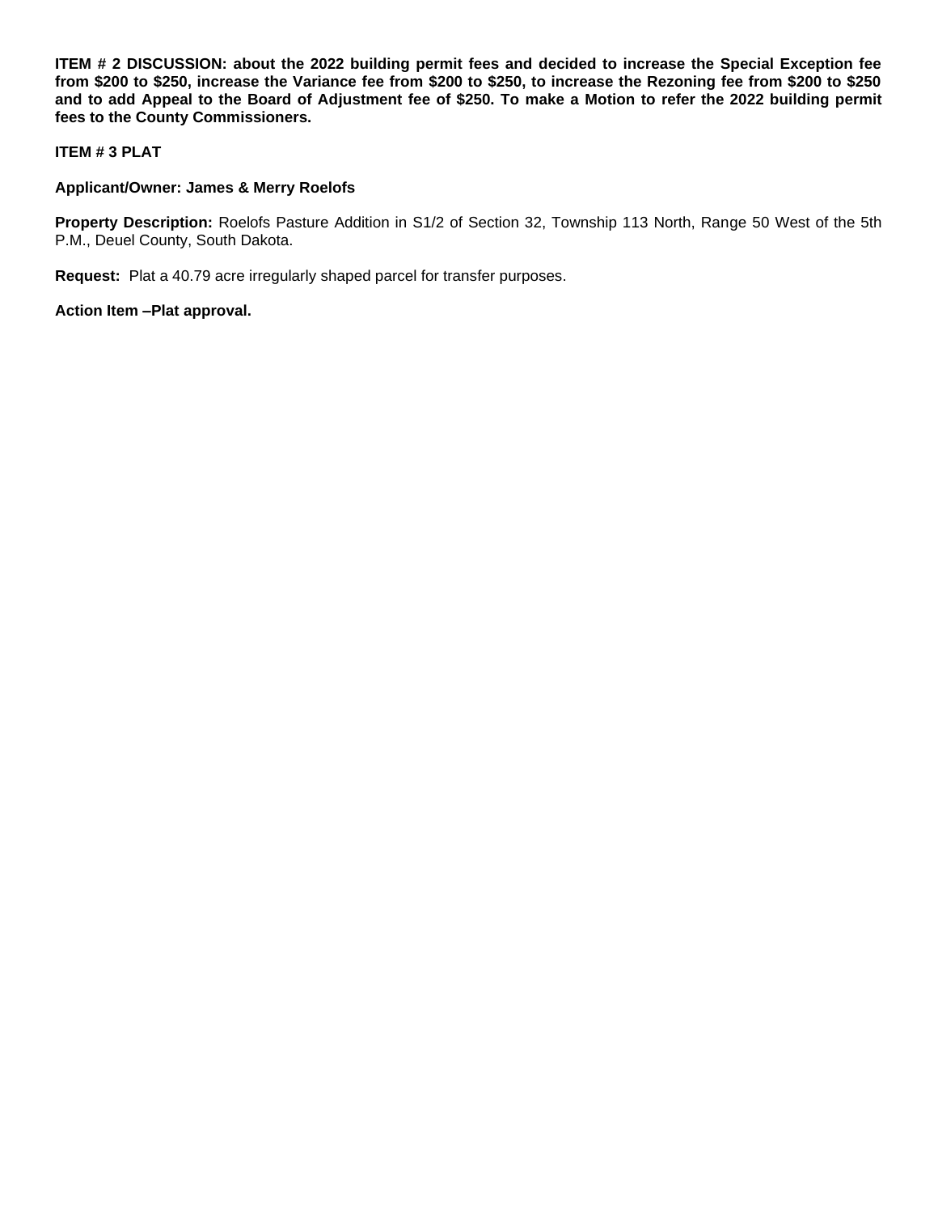**ITEM # 2 DISCUSSION: about the 2022 building permit fees and decided to increase the Special Exception fee from $200 to $250, increase the Variance fee from $200 to $250, to increase the Rezoning fee from $200 to $250 and to add Appeal to the Board of Adjustment fee of $250. To make a Motion to refer the 2022 building permit fees to the County Commissioners.**

**ITEM # 3 PLAT**

**Applicant/Owner: James & Merry Roelofs**

**Property Description:** Roelofs Pasture Addition in S1/2 of Section 32, Township 113 North, Range 50 West of the 5th P.M., Deuel County, South Dakota.

**Request:** Plat a 40.79 acre irregularly shaped parcel for transfer purposes.

**Action Item –Plat approval.**